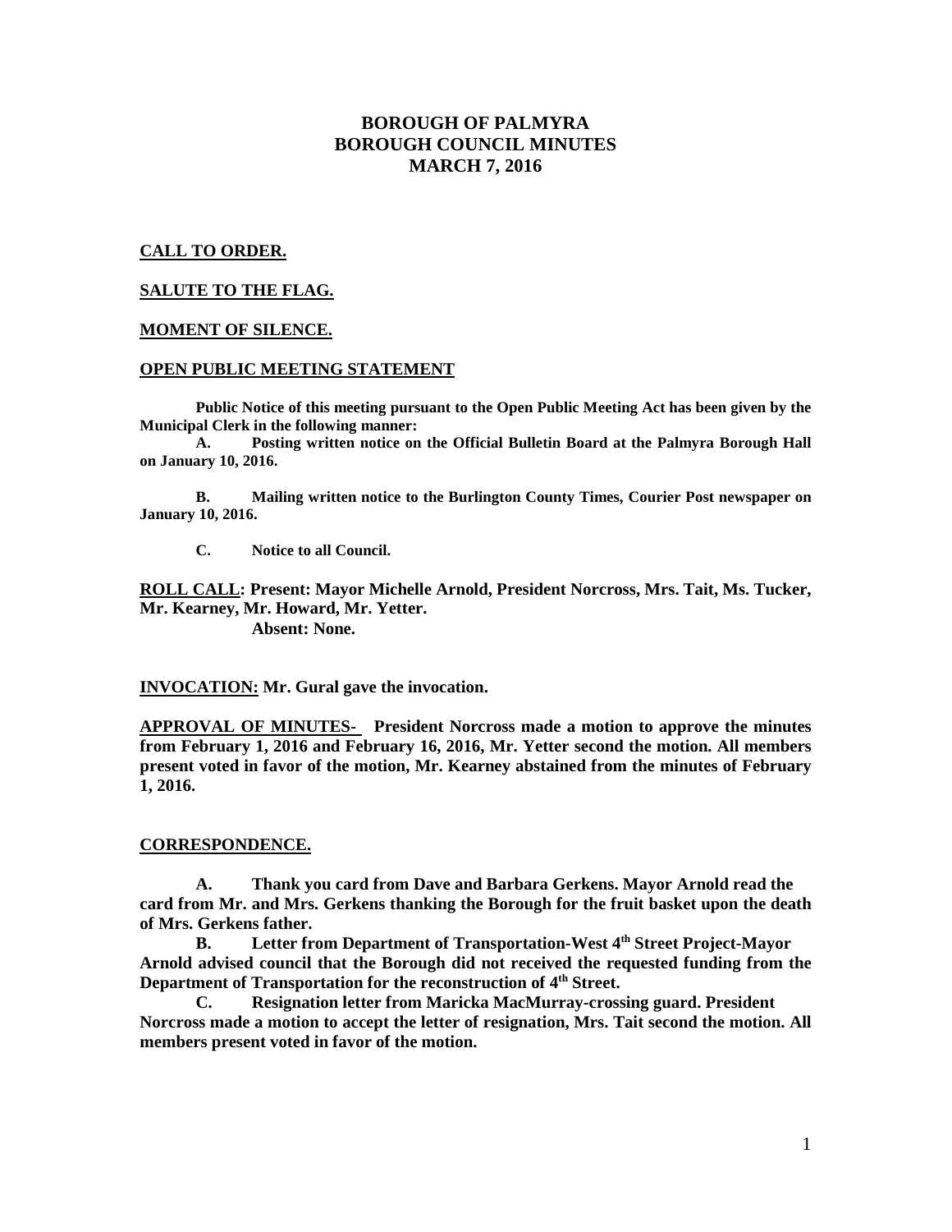# BOROUGH OF PALMYRA
# BOROUGH COUNCIL MINUTES
# MARCH 7, 2016

**CALL TO ORDER.**

**SALUTE TO THE FLAG.**

**MOMENT OF SILENCE.**

**OPEN PUBLIC MEETING STATEMENT**

**Public Notice of this meeting pursuant to the Open Public Meeting Act has been given by the Municipal Clerk in the following manner:**

**A. Posting written notice on the Official Bulletin Board at the Palmyra Borough Hall on January 10, 2016.**

**B. Mailing written notice to the Burlington County Times, Courier Post newspaper on January 10, 2016.**

**C. Notice to all Council.**

**ROLL CALL: Present: Mayor Michelle Arnold, President Norcross, Mrs. Tait, Ms. Tucker, Mr. Kearney, Mr. Howard, Mr. Yetter.**
**Absent: None.**

**INVOCATION: Mr. Gural gave the invocation.**

**APPROVAL OF MINUTES- President Norcross made a motion to approve the minutes from February 1, 2016 and February 16, 2016, Mr. Yetter second the motion. All members present voted in favor of the motion, Mr. Kearney abstained from the minutes of February 1, 2016.**

**CORRESPONDENCE.**

**A. Thank you card from Dave and Barbara Gerkens. Mayor Arnold read the card from Mr. and Mrs. Gerkens thanking the Borough for the fruit basket upon the death of Mrs. Gerkens father.**

**B. Letter from Department of Transportation-West 4th Street Project-Mayor Arnold advised council that the Borough did not received the requested funding from the Department of Transportation for the reconstruction of 4th Street.**

**C. Resignation letter from Maricka MacMurray-crossing guard. President Norcross made a motion to accept the letter of resignation, Mrs. Tait second the motion. All members present voted in favor of the motion.**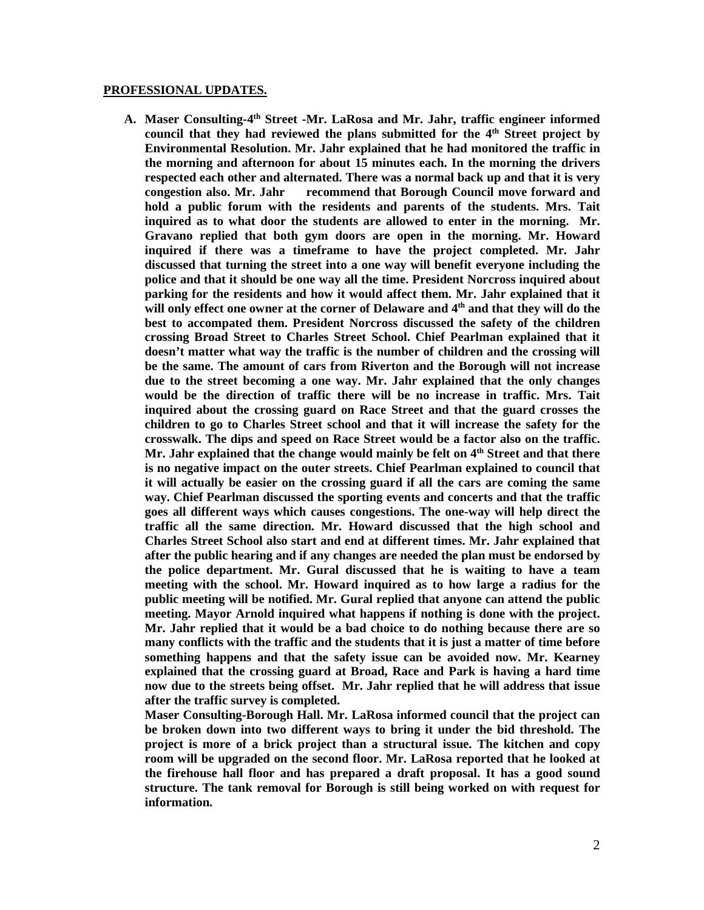**PROFESSIONAL UPDATES.**

A. **Maser Consulting-4th Street -Mr. LaRosa and Mr. Jahr, traffic engineer informed council that they had reviewed the plans submitted for the 4th Street project by Environmental Resolution. Mr. Jahr explained that he had monitored the traffic in the morning and afternoon for about 15 minutes each. In the morning the drivers respected each other and alternated. There was a normal back up and that it is very congestion also. Mr. Jahr recommend that Borough Council move forward and hold a public forum with the residents and parents of the students. Mrs. Tait inquired as to what door the students are allowed to enter in the morning. Mr. Gravano replied that both gym doors are open in the morning. Mr. Howard inquired if there was a timeframe to have the project completed. Mr. Jahr discussed that turning the street into a one way will benefit everyone including the police and that it should be one way all the time. President Norcross inquired about parking for the residents and how it would affect them. Mr. Jahr explained that it will only effect one owner at the corner of Delaware and 4th and that they will do the best to accompated them. President Norcross discussed the safety of the children crossing Broad Street to Charles Street School. Chief Pearlman explained that it doesn't matter what way the traffic is the number of children and the crossing will be the same. The amount of cars from Riverton and the Borough will not increase due to the street becoming a one way. Mr. Jahr explained that the only changes would be the direction of traffic there will be no increase in traffic. Mrs. Tait inquired about the crossing guard on Race Street and that the guard crosses the children to go to Charles Street school and that it will increase the safety for the crosswalk. The dips and speed on Race Street would be a factor also on the traffic. Mr. Jahr explained that the change would mainly be felt on 4th Street and that there is no negative impact on the outer streets. Chief Pearlman explained to council that it will actually be easier on the crossing guard if all the cars are coming the same way. Chief Pearlman discussed the sporting events and concerts and that the traffic goes all different ways which causes congestions. The one-way will help direct the traffic all the same direction. Mr. Howard discussed that the high school and Charles Street School also start and end at different times. Mr. Jahr explained that after the public hearing and if any changes are needed the plan must be endorsed by the police department. Mr. Gural discussed that he is waiting to have a team meeting with the school. Mr. Howard inquired as to how large a radius for the public meeting will be notified. Mr. Gural replied that anyone can attend the public meeting. Mayor Arnold inquired what happens if nothing is done with the project. Mr. Jahr replied that it would be a bad choice to do nothing because there are so many conflicts with the traffic and the students that it is just a matter of time before something happens and that the safety issue can be avoided now. Mr. Kearney explained that the crossing guard at Broad, Race and Park is having a hard time now due to the streets being offset. Mr. Jahr replied that he will address that issue after the traffic survey is completed.**

**Maser Consulting-Borough Hall. Mr. LaRosa informed council that the project can be broken down into two different ways to bring it under the bid threshold. The project is more of a brick project than a structural issue. The kitchen and copy room will be upgraded on the second floor. Mr. LaRosa reported that he looked at the firehouse hall floor and has prepared a draft proposal. It has a good sound structure. The tank removal for Borough is still being worked on with request for information.**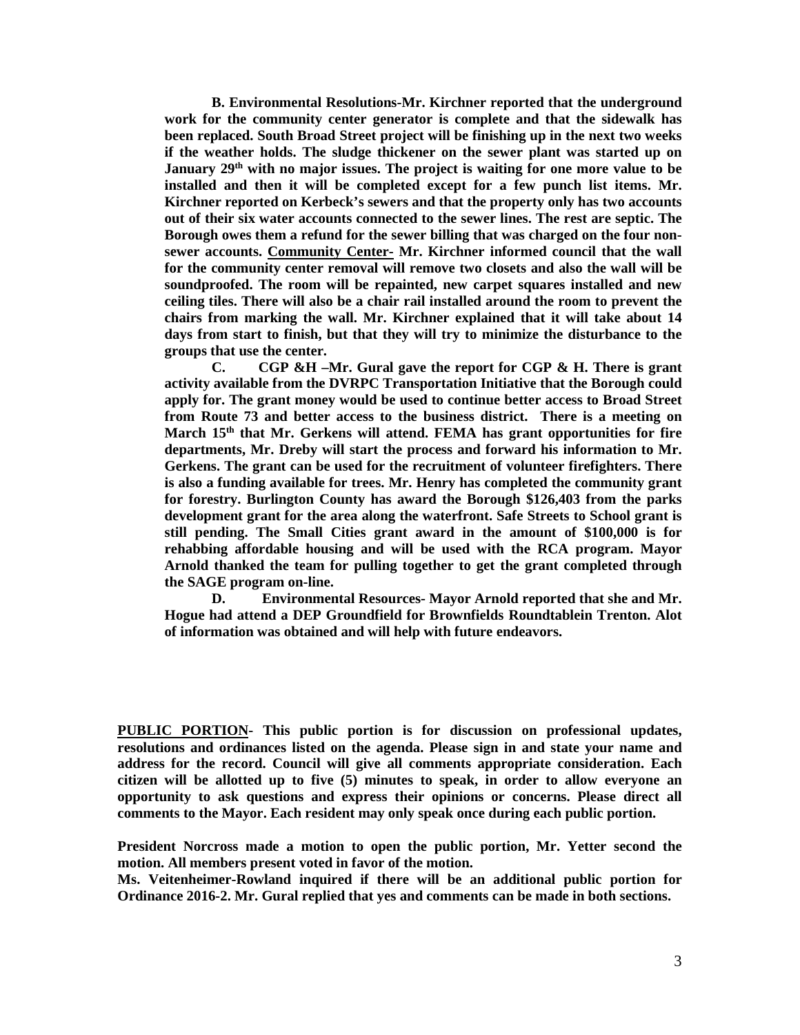**B. Environmental Resolutions-Mr. Kirchner reported that the underground work for the community center generator is complete and that the sidewalk has been replaced. South Broad Street project will be finishing up in the next two weeks if the weather holds. The sludge thickener on the sewer plant was started up on January 29th with no major issues. The project is waiting for one more value to be installed and then it will be completed except for a few punch list items. Mr. Kirchner reported on Kerbeck's sewers and that the property only has two accounts out of their six water accounts connected to the sewer lines. The rest are septic. The Borough owes them a refund for the sewer billing that was charged on the four non-sewer accounts. <u>Community Center-</u> Mr. Kirchner informed council that the wall for the community center removal will remove two closets and also the wall will be soundproofed. The room will be repainted, new carpet squares installed and new ceiling tiles. There will also be a chair rail installed around the room to prevent the chairs from marking the wall. Mr. Kirchner explained that it will take about 14 days from start to finish, but that they will try to minimize the disturbance to the groups that use the center.**

**C. CGP &H –Mr. Gural gave the report for CGP & H. There is grant activity available from the DVRPC Transportation Initiative that the Borough could apply for. The grant money would be used to continue better access to Broad Street from Route 73 and better access to the business district. There is a meeting on March 15th that Mr. Gerkens will attend. FEMA has grant opportunities for fire departments, Mr. Dreby will start the process and forward his information to Mr. Gerkens. The grant can be used for the recruitment of volunteer firefighters. There is also a funding available for trees. Mr. Henry has completed the community grant for forestry. Burlington County has award the Borough $126,403 from the parks development grant for the area along the waterfront. Safe Streets to School grant is still pending. The Small Cities grant award in the amount of $100,000 is for rehabbing affordable housing and will be used with the RCA program. Mayor Arnold thanked the team for pulling together to get the grant completed through the SAGE program on-line.**

**D. Environmental Resources- Mayor Arnold reported that she and Mr. Hogue had attend a DEP Groundfield for Brownfields Roundtablein Trenton. Alot of information was obtained and will help with future endeavors.**

**<u>PUBLIC PORTION</u>- This public portion is for discussion on professional updates, resolutions and ordinances listed on the agenda. Please sign in and state your name and address for the record. Council will give all comments appropriate consideration. Each citizen will be allotted up to five (5) minutes to speak, in order to allow everyone an opportunity to ask questions and express their opinions or concerns. Please direct all comments to the Mayor. Each resident may only speak once during each public portion.**

**President Norcross made a motion to open the public portion, Mr. Yetter second the motion. All members present voted in favor of the motion.**

**Ms. Veitenheimer-Rowland inquired if there will be an additional public portion for Ordinance 2016-2. Mr. Gural replied that yes and comments can be made in both sections.**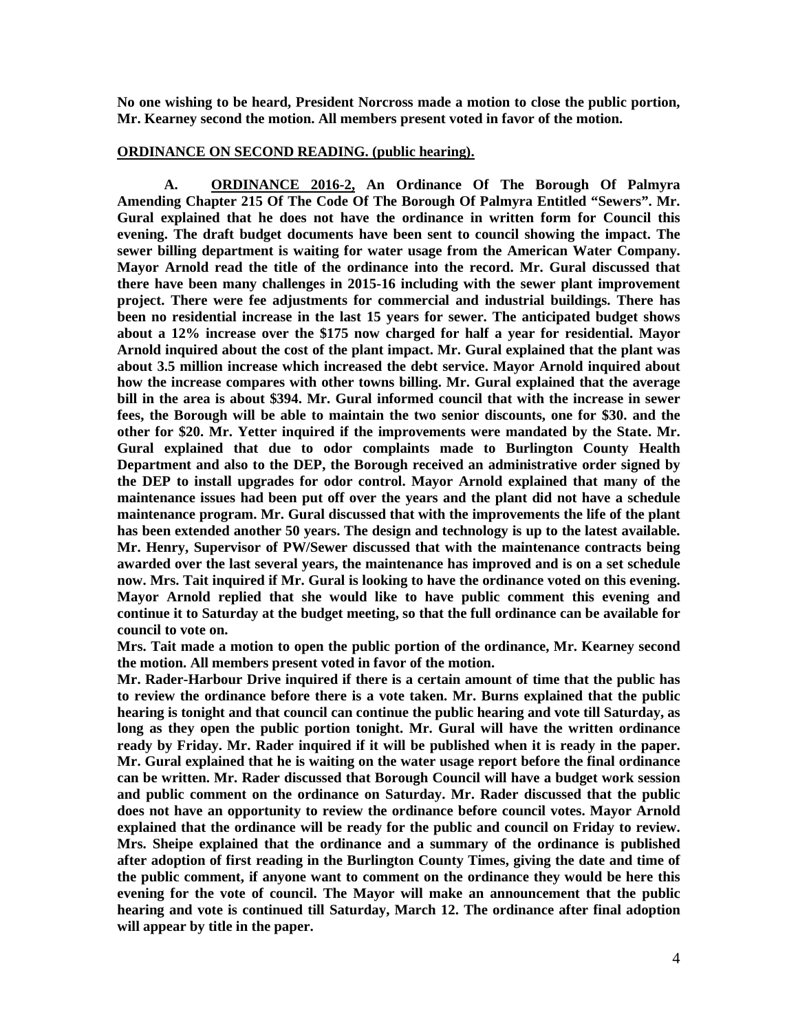**No one wishing to be heard, President Norcross made a motion to close the public portion, Mr. Kearney second the motion. All members present voted in favor of the motion.**

**<u>ORDINANCE ON SECOND READING. (public hearing).</u>**

**A. <u>ORDINANCE 2016-2,</u> An Ordinance Of The Borough Of Palmyra Amending Chapter 215 Of The Code Of The Borough Of Palmyra Entitled "Sewers". Mr. Gural explained that he does not have the ordinance in written form for Council this evening. The draft budget documents have been sent to council showing the impact. The sewer billing department is waiting for water usage from the American Water Company. Mayor Arnold read the title of the ordinance into the record. Mr. Gural discussed that there have been many challenges in 2015-16 including with the sewer plant improvement project. There were fee adjustments for commercial and industrial buildings. There has been no residential increase in the last 15 years for sewer. The anticipated budget shows about a 12% increase over the $175 now charged for half a year for residential. Mayor Arnold inquired about the cost of the plant impact. Mr. Gural explained that the plant was about 3.5 million increase which increased the debt service. Mayor Arnold inquired about how the increase compares with other towns billing. Mr. Gural explained that the average bill in the area is about $394. Mr. Gural informed council that with the increase in sewer fees, the Borough will be able to maintain the two senior discounts, one for $30. and the other for $20. Mr. Yetter inquired if the improvements were mandated by the State. Mr. Gural explained that due to odor complaints made to Burlington County Health Department and also to the DEP, the Borough received an administrative order signed by the DEP to install upgrades for odor control. Mayor Arnold explained that many of the maintenance issues had been put off over the years and the plant did not have a schedule maintenance program. Mr. Gural discussed that with the improvements the life of the plant has been extended another 50 years. The design and technology is up to the latest available. Mr. Henry, Supervisor of PW/Sewer discussed that with the maintenance contracts being awarded over the last several years, the maintenance has improved and is on a set schedule now. Mrs. Tait inquired if Mr. Gural is looking to have the ordinance voted on this evening. Mayor Arnold replied that she would like to have public comment this evening and continue it to Saturday at the budget meeting, so that the full ordinance can be available for council to vote on.**

**Mrs. Tait made a motion to open the public portion of the ordinance, Mr. Kearney second the motion. All members present voted in favor of the motion.**

**Mr. Rader-Harbour Drive inquired if there is a certain amount of time that the public has to review the ordinance before there is a vote taken. Mr. Burns explained that the public hearing is tonight and that council can continue the public hearing and vote till Saturday, as long as they open the public portion tonight. Mr. Gural will have the written ordinance ready by Friday. Mr. Rader inquired if it will be published when it is ready in the paper. Mr. Gural explained that he is waiting on the water usage report before the final ordinance can be written. Mr. Rader discussed that Borough Council will have a budget work session and public comment on the ordinance on Saturday. Mr. Rader discussed that the public does not have an opportunity to review the ordinance before council votes. Mayor Arnold explained that the ordinance will be ready for the public and council on Friday to review. Mrs. Sheipe explained that the ordinance and a summary of the ordinance is published after adoption of first reading in the Burlington County Times, giving the date and time of the public comment, if anyone want to comment on the ordinance they would be here this evening for the vote of council. The Mayor will make an announcement that the public hearing and vote is continued till Saturday, March 12. The ordinance after final adoption will appear by title in the paper.**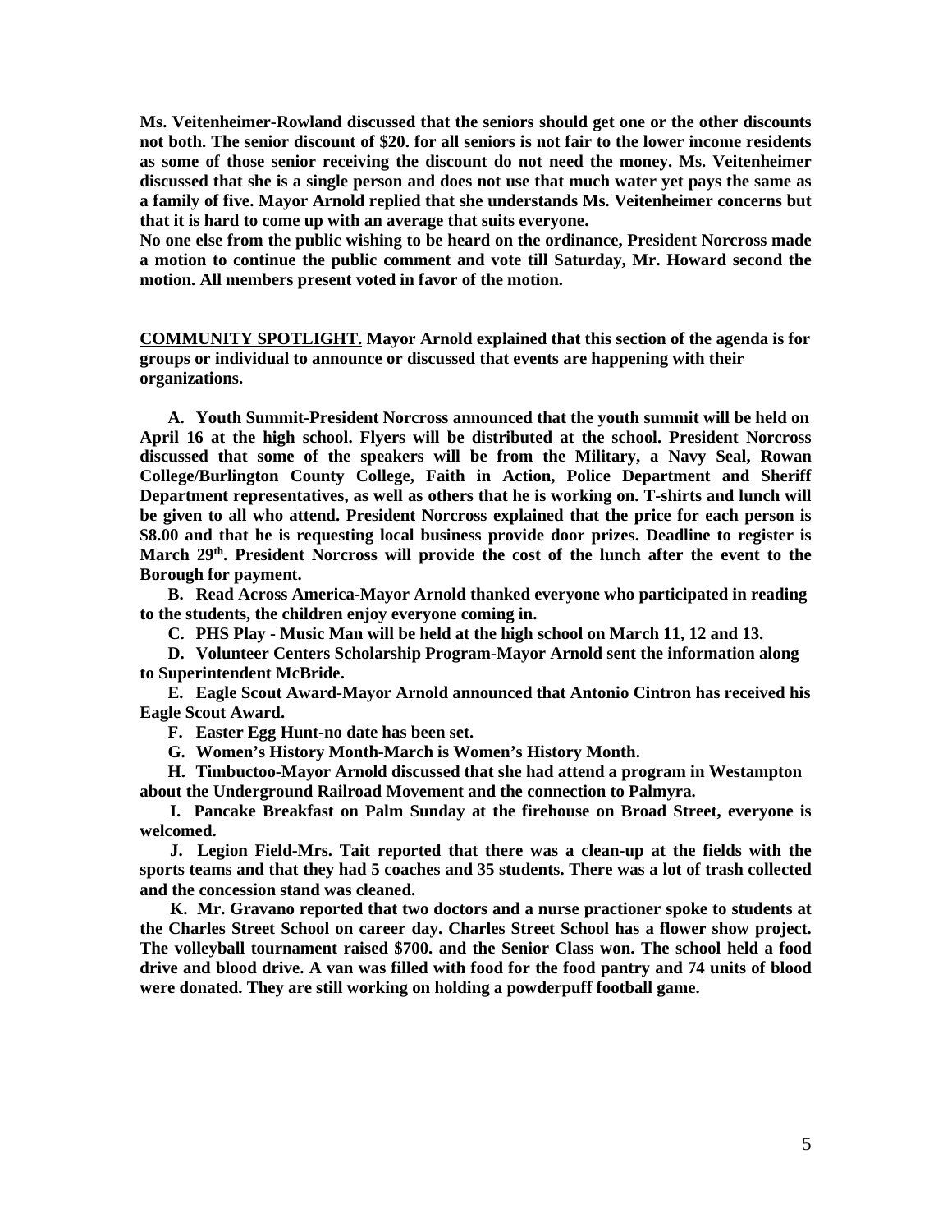**Ms. Veitenheimer-Rowland discussed that the seniors should get one or the other discounts not both. The senior discount of $20. for all seniors is not fair to the lower income residents as some of those senior receiving the discount do not need the money. Ms. Veitenheimer discussed that she is a single person and does not use that much water yet pays the same as a family of five. Mayor Arnold replied that she understands Ms. Veitenheimer concerns but that it is hard to come up with an average that suits everyone.**

**No one else from the public wishing to be heard on the ordinance, President Norcross made a motion to continue the public comment and vote till Saturday, Mr. Howard second the motion. All members present voted in favor of the motion.**

**<u>COMMUNITY SPOTLIGHT.</u> Mayor Arnold explained that this section of the agenda is for groups or individual to announce or discussed that events are happening with their organizations.**

**A. Youth Summit-President Norcross announced that the youth summit will be held on April 16 at the high school. Flyers will be distributed at the school. President Norcross discussed that some of the speakers will be from the Military, a Navy Seal, Rowan College/Burlington County College, Faith in Action, Police Department and Sheriff Department representatives, as well as others that he is working on. T-shirts and lunch will be given to all who attend. President Norcross explained that the price for each person is $8.00 and that he is requesting local business provide door prizes. Deadline to register is March 29th. President Norcross will provide the cost of the lunch after the event to the Borough for payment.**

**B. Read Across America-Mayor Arnold thanked everyone who participated in reading to the students, the children enjoy everyone coming in.**

**C. PHS Play - Music Man will be held at the high school on March 11, 12 and 13.**

**D. Volunteer Centers Scholarship Program-Mayor Arnold sent the information along to Superintendent McBride.**

**E. Eagle Scout Award-Mayor Arnold announced that Antonio Cintron has received his Eagle Scout Award.**

**F. Easter Egg Hunt-no date has been set.**

**G. Women's History Month-March is Women's History Month.**

**H. Timbuctoo-Mayor Arnold discussed that she had attend a program in Westampton about the Underground Railroad Movement and the connection to Palmyra.**

**I. Pancake Breakfast on Palm Sunday at the firehouse on Broad Street, everyone is welcomed.**

**J. Legion Field-Mrs. Tait reported that there was a clean-up at the fields with the sports teams and that they had 5 coaches and 35 students. There was a lot of trash collected and the concession stand was cleaned.**

**K. Mr. Gravano reported that two doctors and a nurse practioner spoke to students at the Charles Street School on career day. Charles Street School has a flower show project. The volleyball tournament raised $700. and the Senior Class won. The school held a food drive and blood drive. A van was filled with food for the food pantry and 74 units of blood were donated. They are still working on holding a powderpuff football game.**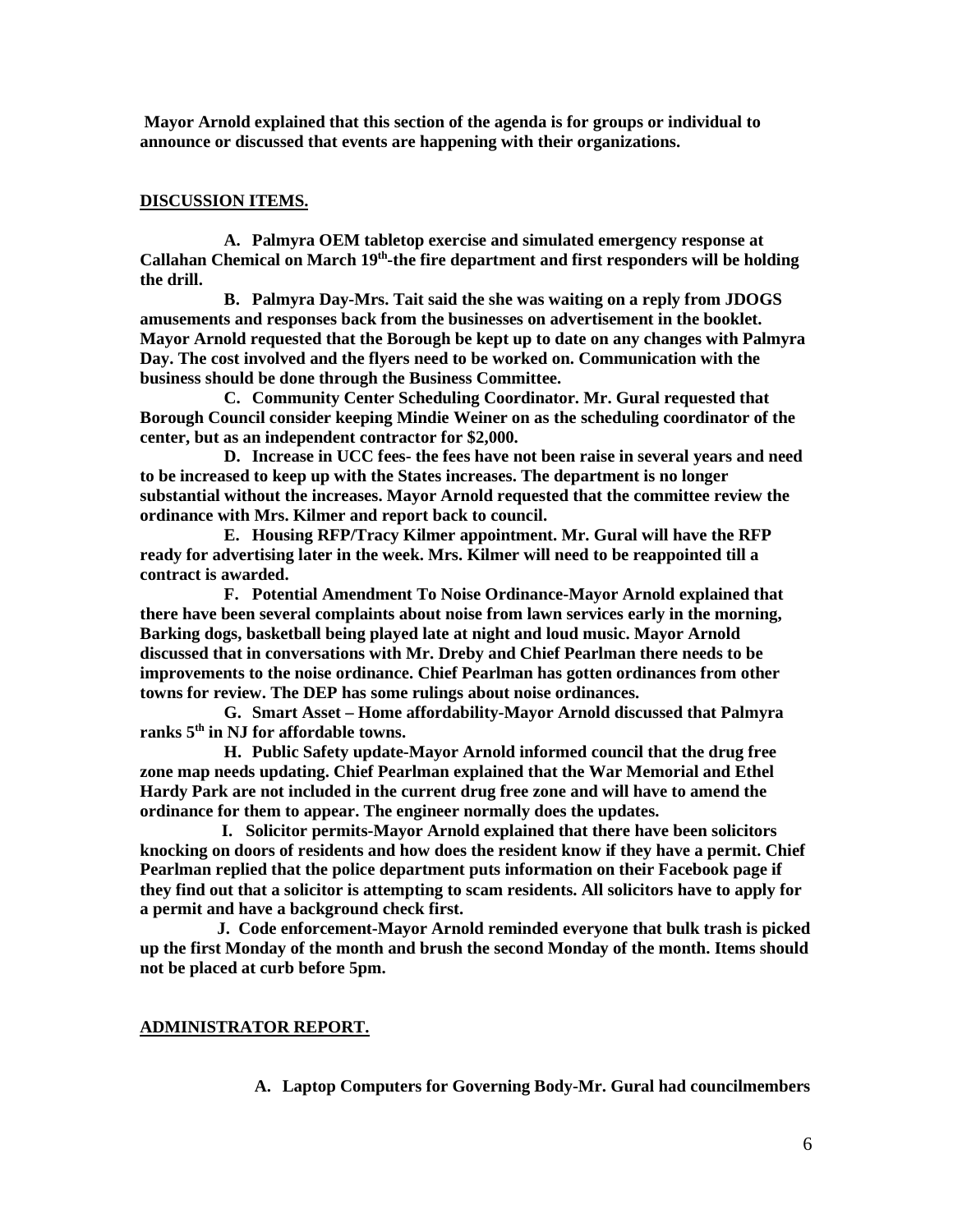**Mayor Arnold explained that this section of the agenda is for groups or individual to announce or discussed that events are happening with their organizations.**

**DISCUSSION ITEMS.**

**A. Palmyra OEM tabletop exercise and simulated emergency response at Callahan Chemical on March 19th-the fire department and first responders will be holding the drill.**

**B. Palmyra Day-Mrs. Tait said the she was waiting on a reply from JDOGS amusements and responses back from the businesses on advertisement in the booklet. Mayor Arnold requested that the Borough be kept up to date on any changes with Palmyra Day. The cost involved and the flyers need to be worked on. Communication with the business should be done through the Business Committee.**

**C. Community Center Scheduling Coordinator. Mr. Gural requested that Borough Council consider keeping Mindie Weiner on as the scheduling coordinator of the center, but as an independent contractor for $2,000.**

**D. Increase in UCC fees- the fees have not been raise in several years and need to be increased to keep up with the States increases. The department is no longer substantial without the increases. Mayor Arnold requested that the committee review the ordinance with Mrs. Kilmer and report back to council.**

**E. Housing RFP/Tracy Kilmer appointment. Mr. Gural will have the RFP ready for advertising later in the week. Mrs. Kilmer will need to be reappointed till a contract is awarded.**

**F. Potential Amendment To Noise Ordinance-Mayor Arnold explained that there have been several complaints about noise from lawn services early in the morning, Barking dogs, basketball being played late at night and loud music. Mayor Arnold discussed that in conversations with Mr. Dreby and Chief Pearlman there needs to be improvements to the noise ordinance. Chief Pearlman has gotten ordinances from other towns for review. The DEP has some rulings about noise ordinances.**

**G. Smart Asset – Home affordability-Mayor Arnold discussed that Palmyra ranks 5th in NJ for affordable towns.**

**H. Public Safety update-Mayor Arnold informed council that the drug free zone map needs updating. Chief Pearlman explained that the War Memorial and Ethel Hardy Park are not included in the current drug free zone and will have to amend the ordinance for them to appear. The engineer normally does the updates.**

**I. Solicitor permits-Mayor Arnold explained that there have been solicitors knocking on doors of residents and how does the resident know if they have a permit. Chief Pearlman replied that the police department puts information on their Facebook page if they find out that a solicitor is attempting to scam residents. All solicitors have to apply for a permit and have a background check first.**

**J. Code enforcement-Mayor Arnold reminded everyone that bulk trash is picked up the first Monday of the month and brush the second Monday of the month. Items should not be placed at curb before 5pm.**

**ADMINISTRATOR REPORT.**

**A. Laptop Computers for Governing Body-Mr. Gural had councilmembers**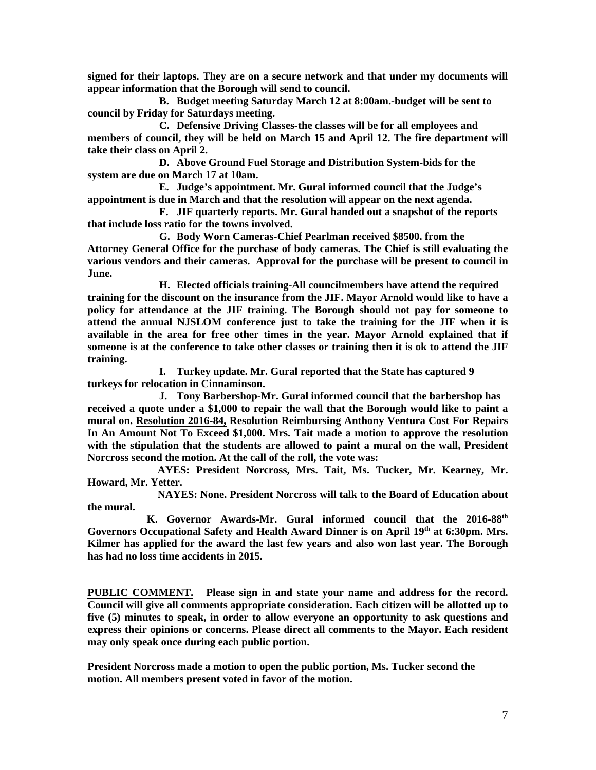**signed for their laptops. They are on a secure network and that under my documents will appear information that the Borough will send to council.**

**B. Budget meeting Saturday March 12 at 8:00am.-budget will be sent to council by Friday for Saturdays meeting.**

**C. Defensive Driving Classes-the classes will be for all employees and members of council, they will be held on March 15 and April 12. The fire department will take their class on April 2.**

**D. Above Ground Fuel Storage and Distribution System-bids for the system are due on March 17 at 10am.**

**E. Judge's appointment. Mr. Gural informed council that the Judge's appointment is due in March and that the resolution will appear on the next agenda.**

**F. JIF quarterly reports. Mr. Gural handed out a snapshot of the reports that include loss ratio for the towns involved.**

**G. Body Worn Cameras-Chief Pearlman received $8500. from the Attorney General Office for the purchase of body cameras. The Chief is still evaluating the various vendors and their cameras. Approval for the purchase will be present to council in June.**

**H. Elected officials training-All councilmembers have attend the required training for the discount on the insurance from the JIF. Mayor Arnold would like to have a policy for attendance at the JIF training. The Borough should not pay for someone to attend the annual NJSLOM conference just to take the training for the JIF when it is available in the area for free other times in the year. Mayor Arnold explained that if someone is at the conference to take other classes or training then it is ok to attend the JIF training.**

**I. Turkey update. Mr. Gural reported that the State has captured 9 turkeys for relocation in Cinnaminson.**

**J. Tony Barbershop-Mr. Gural informed council that the barbershop has received a quote under a $1,000 to repair the wall that the Borough would like to paint a mural on. <u>Resolution 2016-84,</u> Resolution Reimbursing Anthony Ventura Cost For Repairs In An Amount Not To Exceed $1,000. Mrs. Tait made a motion to approve the resolution with the stipulation that the students are allowed to paint a mural on the wall, President Norcross second the motion. At the call of the roll, the vote was:**

**AYES: President Norcross, Mrs. Tait, Ms. Tucker, Mr. Kearney, Mr. Howard, Mr. Yetter.**

**NAYES: None. President Norcross will talk to the Board of Education about the mural.**

**K. Governor Awards-Mr. Gural informed council that the 2016-88th Governors Occupational Safety and Health Award Dinner is on April 19th at 6:30pm. Mrs. Kilmer has applied for the award the last few years and also won last year. The Borough has had no loss time accidents in 2015.**

**<u>PUBLIC COMMENT.</u> Please sign in and state your name and address for the record. Council will give all comments appropriate consideration. Each citizen will be allotted up to five (5) minutes to speak, in order to allow everyone an opportunity to ask questions and express their opinions or concerns. Please direct all comments to the Mayor. Each resident may only speak once during each public portion.**

**President Norcross made a motion to open the public portion, Ms. Tucker second the motion. All members present voted in favor of the motion.**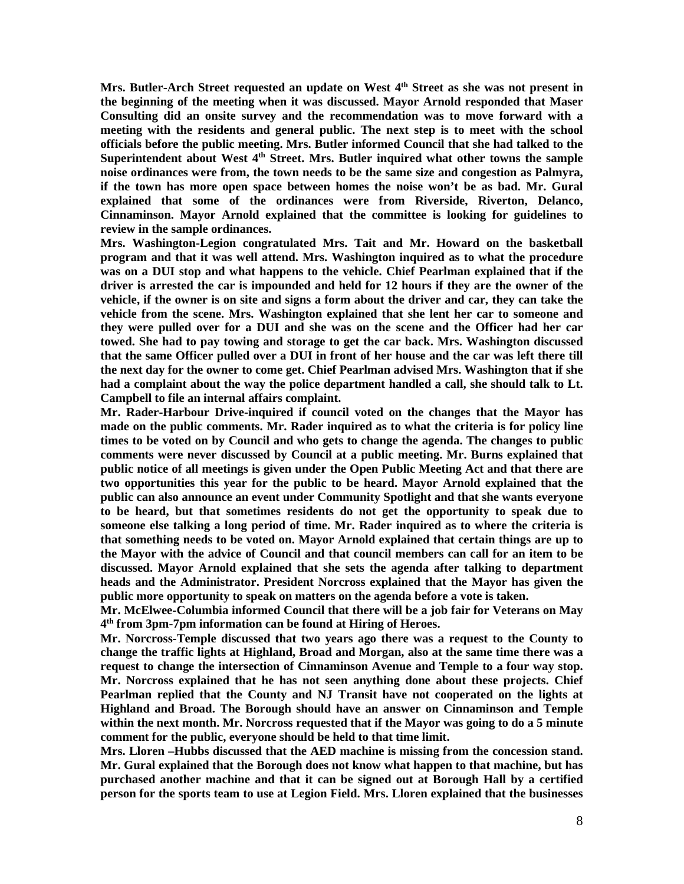**Mrs. Butler-Arch Street requested an update on West 4th Street as she was not present in the beginning of the meeting when it was discussed. Mayor Arnold responded that Maser Consulting did an onsite survey and the recommendation was to move forward with a meeting with the residents and general public. The next step is to meet with the school officials before the public meeting. Mrs. Butler informed Council that she had talked to the Superintendent about West 4th Street. Mrs. Butler inquired what other towns the sample noise ordinances were from, the town needs to be the same size and congestion as Palmyra, if the town has more open space between homes the noise won't be as bad. Mr. Gural explained that some of the ordinances were from Riverside, Riverton, Delanco, Cinnaminson. Mayor Arnold explained that the committee is looking for guidelines to review in the sample ordinances.**

**Mrs. Washington-Legion congratulated Mrs. Tait and Mr. Howard on the basketball program and that it was well attend. Mrs. Washington inquired as to what the procedure was on a DUI stop and what happens to the vehicle. Chief Pearlman explained that if the driver is arrested the car is impounded and held for 12 hours if they are the owner of the vehicle, if the owner is on site and signs a form about the driver and car, they can take the vehicle from the scene. Mrs. Washington explained that she lent her car to someone and they were pulled over for a DUI and she was on the scene and the Officer had her car towed. She had to pay towing and storage to get the car back. Mrs. Washington discussed that the same Officer pulled over a DUI in front of her house and the car was left there till the next day for the owner to come get. Chief Pearlman advised Mrs. Washington that if she had a complaint about the way the police department handled a call, she should talk to Lt. Campbell to file an internal affairs complaint.**

**Mr. Rader-Harbour Drive-inquired if council voted on the changes that the Mayor has made on the public comments. Mr. Rader inquired as to what the criteria is for policy line times to be voted on by Council and who gets to change the agenda. The changes to public comments were never discussed by Council at a public meeting. Mr. Burns explained that public notice of all meetings is given under the Open Public Meeting Act and that there are two opportunities this year for the public to be heard. Mayor Arnold explained that the public can also announce an event under Community Spotlight and that she wants everyone to be heard, but that sometimes residents do not get the opportunity to speak due to someone else talking a long period of time. Mr. Rader inquired as to where the criteria is that something needs to be voted on. Mayor Arnold explained that certain things are up to the Mayor with the advice of Council and that council members can call for an item to be discussed. Mayor Arnold explained that she sets the agenda after talking to department heads and the Administrator. President Norcross explained that the Mayor has given the public more opportunity to speak on matters on the agenda before a vote is taken.**

**Mr. McElwee-Columbia informed Council that there will be a job fair for Veterans on May 4th from 3pm-7pm information can be found at Hiring of Heroes.**

**Mr. Norcross-Temple discussed that two years ago there was a request to the County to change the traffic lights at Highland, Broad and Morgan, also at the same time there was a request to change the intersection of Cinnaminson Avenue and Temple to a four way stop. Mr. Norcross explained that he has not seen anything done about these projects. Chief Pearlman replied that the County and NJ Transit have not cooperated on the lights at Highland and Broad. The Borough should have an answer on Cinnaminson and Temple within the next month. Mr. Norcross requested that if the Mayor was going to do a 5 minute comment for the public, everyone should be held to that time limit.**

**Mrs. Lloren –Hubbs discussed that the AED machine is missing from the concession stand. Mr. Gural explained that the Borough does not know what happen to that machine, but has purchased another machine and that it can be signed out at Borough Hall by a certified person for the sports team to use at Legion Field. Mrs. Lloren explained that the businesses**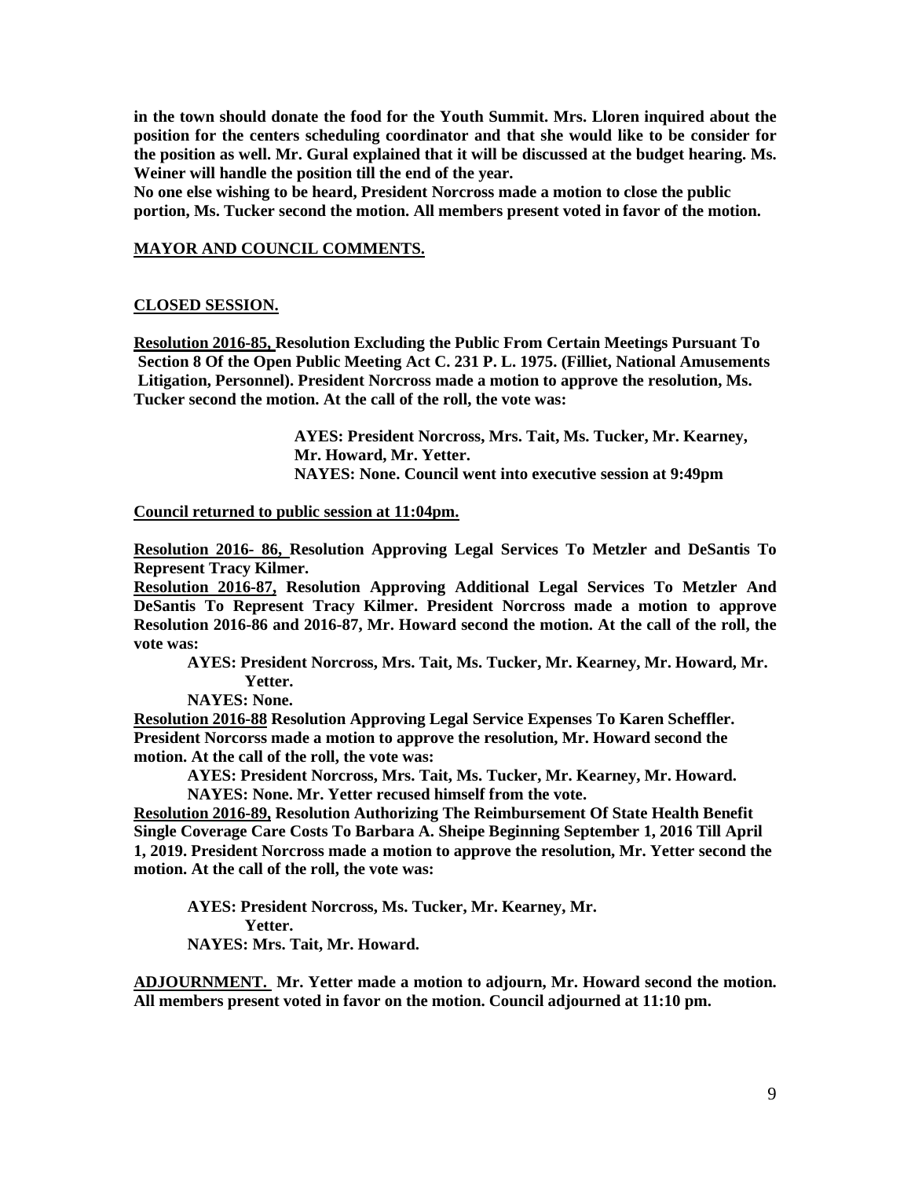**in the town should donate the food for the Youth Summit. Mrs. Lloren inquired about the position for the centers scheduling coordinator and that she would like to be consider for the position as well. Mr. Gural explained that it will be discussed at the budget hearing. Ms. Weiner will handle the position till the end of the year.**

**No one else wishing to be heard, President Norcross made a motion to close the public portion, Ms. Tucker second the motion. All members present voted in favor of the motion.**

**MAYOR AND COUNCIL COMMENTS.**

**CLOSED SESSION.**

**Resolution 2016-85, Resolution Excluding the Public From Certain Meetings Pursuant To Section 8 Of the Open Public Meeting Act C. 231 P. L. 1975. (Filliet, National Amusements Litigation, Personnel). President Norcross made a motion to approve the resolution, Ms. Tucker second the motion. At the call of the roll, the vote was:**

**AYES: President Norcross, Mrs. Tait, Ms. Tucker, Mr. Kearney, Mr. Howard, Mr. Yetter.**
**NAYES: None. Council went into executive session at 9:49pm**

**Council returned to public session at 11:04pm.**

**Resolution 2016- 86, Resolution Approving Legal Services To Metzler and DeSantis To Represent Tracy Kilmer.**

**Resolution 2016-87, Resolution Approving Additional Legal Services To Metzler And DeSantis To Represent Tracy Kilmer. President Norcross made a motion to approve Resolution 2016-86 and 2016-87, Mr. Howard second the motion. At the call of the roll, the vote was:**

**AYES: President Norcross, Mrs. Tait, Ms. Tucker, Mr. Kearney, Mr. Howard, Mr. Yetter.**
**NAYES: None.**

**Resolution 2016-88 Resolution Approving Legal Service Expenses To Karen Scheffler. President Norcorss made a motion to approve the resolution, Mr. Howard second the motion. At the call of the roll, the vote was:**

**AYES: President Norcross, Mrs. Tait, Ms. Tucker, Mr. Kearney, Mr. Howard.**
**NAYES: None. Mr. Yetter recused himself from the vote.**

**Resolution 2016-89, Resolution Authorizing The Reimbursement Of State Health Benefit Single Coverage Care Costs To Barbara A. Sheipe Beginning September 1, 2016 Till April 1, 2019. President Norcross made a motion to approve the resolution, Mr. Yetter second the motion. At the call of the roll, the vote was:**

**AYES: President Norcross, Ms. Tucker, Mr. Kearney, Mr. Yetter.**
**NAYES: Mrs. Tait, Mr. Howard.**

**ADJOURNMENT. Mr. Yetter made a motion to adjourn, Mr. Howard second the motion. All members present voted in favor on the motion. Council adjourned at 11:10 pm.**